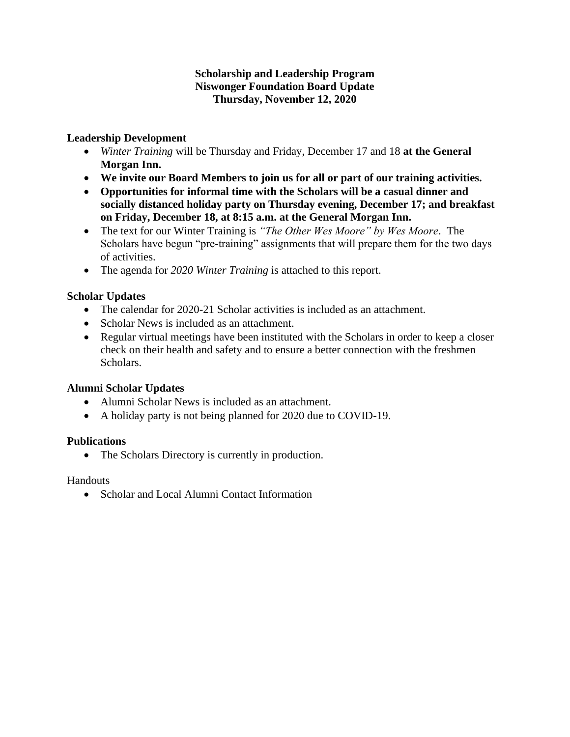**Scholarship and Leadership Program**
**Niswonger Foundation Board Update**
**Thursday, November 12, 2020**

## Leadership Development

- *Winter Training* will be Thursday and Friday, December 17 and 18 **at the General Morgan Inn.**
- **We invite our Board Members to join us for all or part of our training activities.**
- **Opportunities for informal time with the Scholars will be a casual dinner and socially distanced holiday party on Thursday evening, December 17; and breakfast on Friday, December 18, at 8:15 a.m. at the General Morgan Inn.**
- The text for our Winter Training is *"The Other Wes Moore" by Wes Moore*. The Scholars have begun "pre-training" assignments that will prepare them for the two days of activities.
- The agenda for *2020 Winter Training* is attached to this report.

## Scholar Updates

- The calendar for 2020-21 Scholar activities is included as an attachment.
- Scholar News is included as an attachment.
- Regular virtual meetings have been instituted with the Scholars in order to keep a closer check on their health and safety and to ensure a better connection with the freshmen Scholars.

## Alumni Scholar Updates

- Alumni Scholar News is included as an attachment.
- A holiday party is not being planned for 2020 due to COVID-19.

## Publications

- The Scholars Directory is currently in production.

Handouts

- Scholar and Local Alumni Contact Information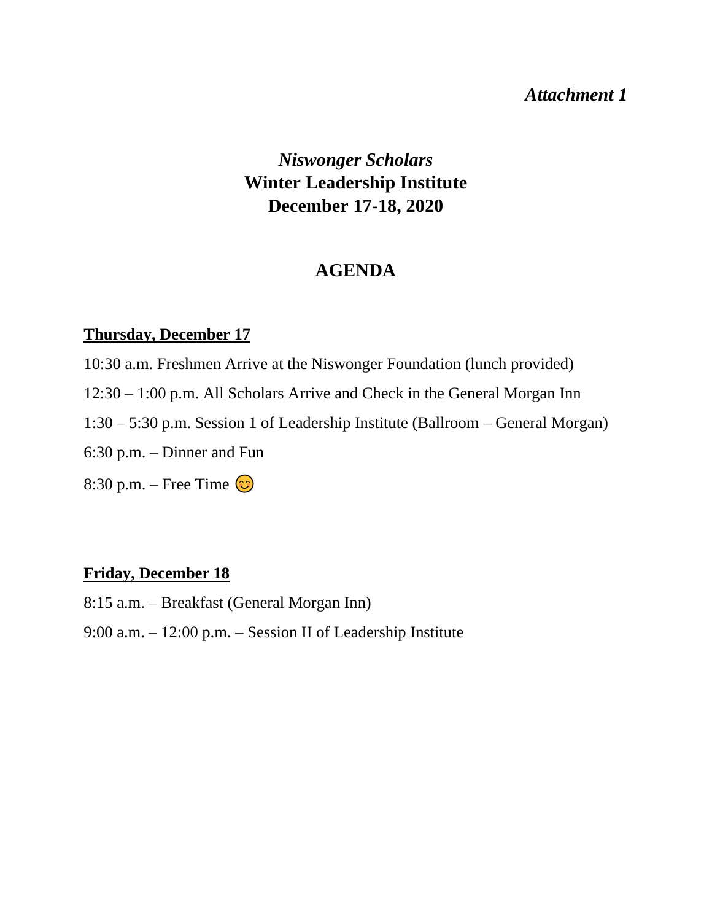*Attachment 1*

# *Niswonger Scholars* Winter Leadership Institute December 17-18, 2020

## AGENDA

**Thursday, December 17**

10:30 a.m. Freshmen Arrive at the Niswonger Foundation (lunch provided)

12:30 – 1:00 p.m. All Scholars Arrive and Check in the General Morgan Inn

1:30 – 5:30 p.m. Session 1 of Leadership Institute (Ballroom – General Morgan)

6:30 p.m. – Dinner and Fun

8:30 p.m. – Free Time 😊

**Friday, December 18**

8:15 a.m. – Breakfast (General Morgan Inn)

9:00 a.m. – 12:00 p.m. – Session II of Leadership Institute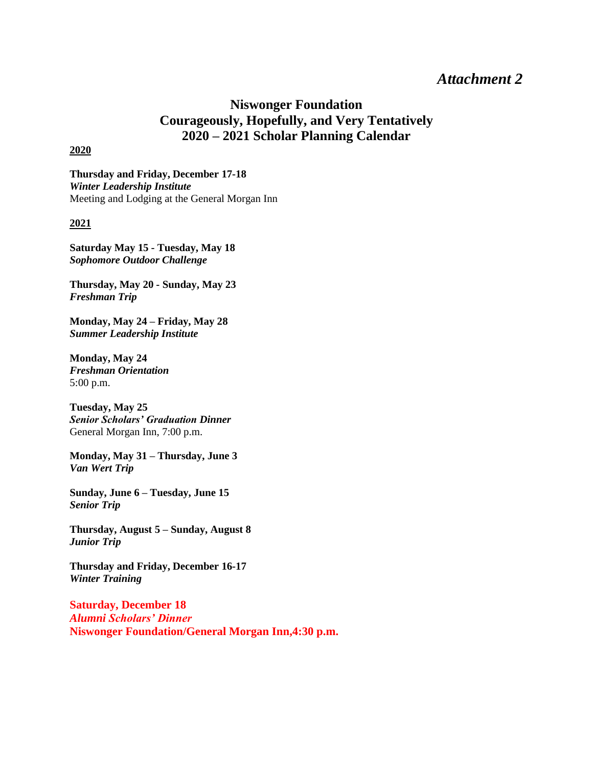*Attachment 2*

# Niswonger Foundation
# Courageously, Hopefully, and Very Tentatively
# 2020 – 2021 Scholar Planning Calendar

**2020**

**Thursday and Friday, December 17-18**
***Winter Leadership Institute***
Meeting and Lodging at the General Morgan Inn

**2021**

**Saturday May 15 - Tuesday, May 18**
***Sophomore Outdoor Challenge***

**Thursday, May 20 - Sunday, May 23**
***Freshman Trip***

**Monday, May 24 – Friday, May 28**
***Summer Leadership Institute***

**Monday, May 24**
***Freshman Orientation***
5:00 p.m.

**Tuesday, May 25**
***Senior Scholars' Graduation Dinner***
General Morgan Inn, 7:00 p.m.

**Monday, May 31 – Thursday, June 3**
***Van Wert Trip***

**Sunday, June 6 – Tuesday, June 15**
***Senior Trip***

**Thursday, August 5 – Sunday, August 8**
***Junior Trip***

**Thursday and Friday, December 16-17**
***Winter Training***

**Saturday, December 18**
***Alumni Scholars' Dinner***
**Niswonger Foundation/General Morgan Inn,4:30 p.m.**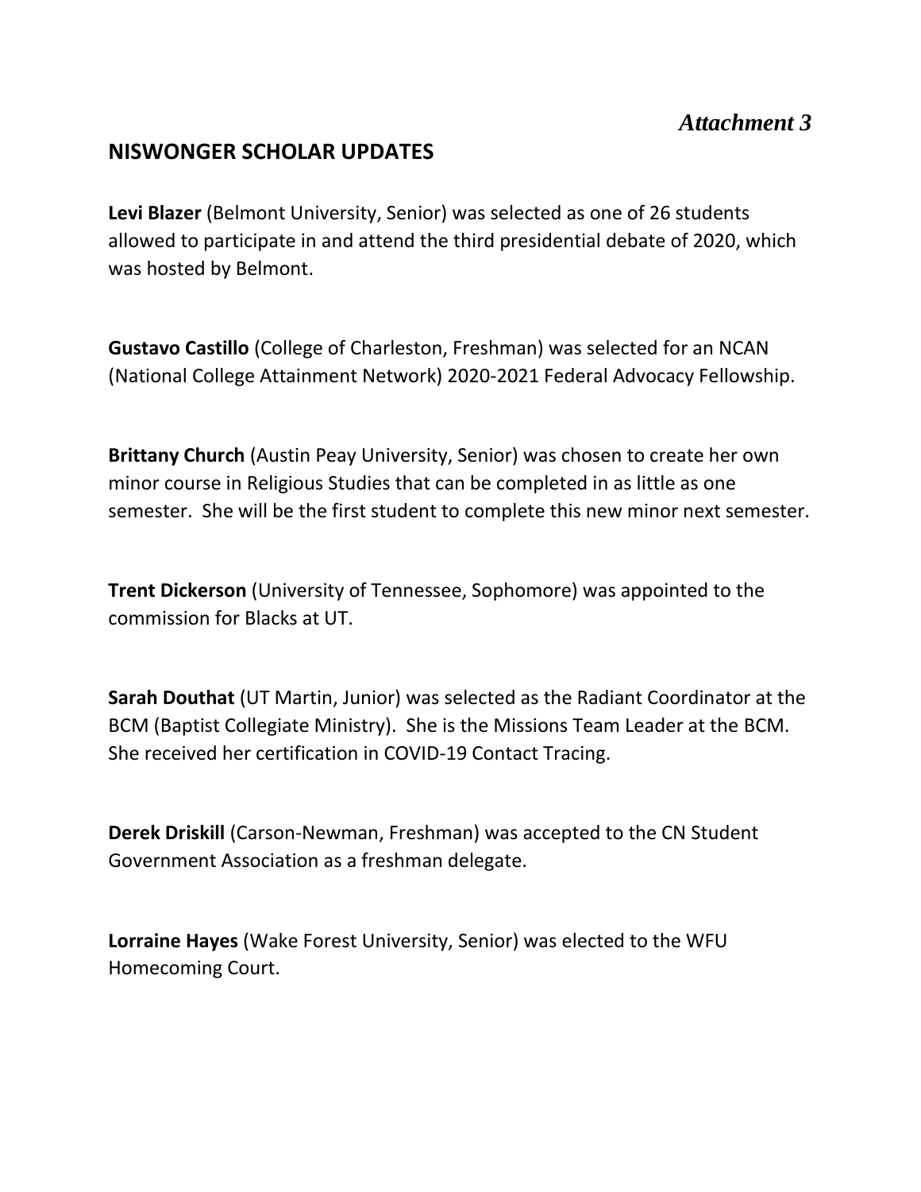*Attachment 3*

## NISWONGER SCHOLAR UPDATES

**Levi Blazer** (Belmont University, Senior) was selected as one of 26 students allowed to participate in and attend the third presidential debate of 2020, which was hosted by Belmont.

**Gustavo Castillo** (College of Charleston, Freshman) was selected for an NCAN (National College Attainment Network) 2020-2021 Federal Advocacy Fellowship.

**Brittany Church** (Austin Peay University, Senior) was chosen to create her own minor course in Religious Studies that can be completed in as little as one semester. She will be the first student to complete this new minor next semester.

**Trent Dickerson** (University of Tennessee, Sophomore) was appointed to the commission for Blacks at UT.

**Sarah Douthat** (UT Martin, Junior) was selected as the Radiant Coordinator at the BCM (Baptist Collegiate Ministry). She is the Missions Team Leader at the BCM. She received her certification in COVID-19 Contact Tracing.

**Derek Driskill** (Carson-Newman, Freshman) was accepted to the CN Student Government Association as a freshman delegate.

**Lorraine Hayes** (Wake Forest University, Senior) was elected to the WFU Homecoming Court.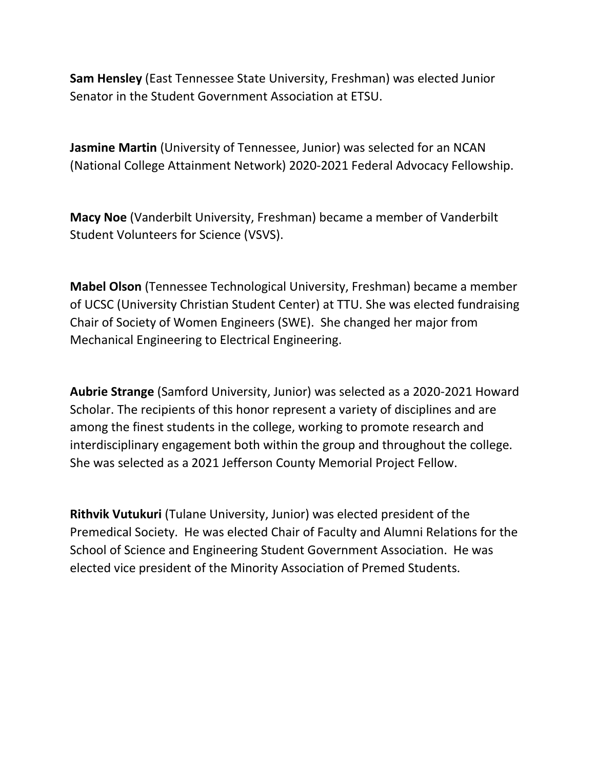**Sam Hensley** (East Tennessee State University, Freshman) was elected Junior Senator in the Student Government Association at ETSU.

**Jasmine Martin** (University of Tennessee, Junior) was selected for an NCAN (National College Attainment Network) 2020-2021 Federal Advocacy Fellowship.

**Macy Noe** (Vanderbilt University, Freshman) became a member of Vanderbilt Student Volunteers for Science (VSVS).

**Mabel Olson** (Tennessee Technological University, Freshman) became a member of UCSC (University Christian Student Center) at TTU. She was elected fundraising Chair of Society of Women Engineers (SWE). She changed her major from Mechanical Engineering to Electrical Engineering.

**Aubrie Strange** (Samford University, Junior) was selected as a 2020-2021 Howard Scholar. The recipients of this honor represent a variety of disciplines and are among the finest students in the college, working to promote research and interdisciplinary engagement both within the group and throughout the college. She was selected as a 2021 Jefferson County Memorial Project Fellow.

**Rithvik Vutukuri** (Tulane University, Junior) was elected president of the Premedical Society. He was elected Chair of Faculty and Alumni Relations for the School of Science and Engineering Student Government Association. He was elected vice president of the Minority Association of Premed Students.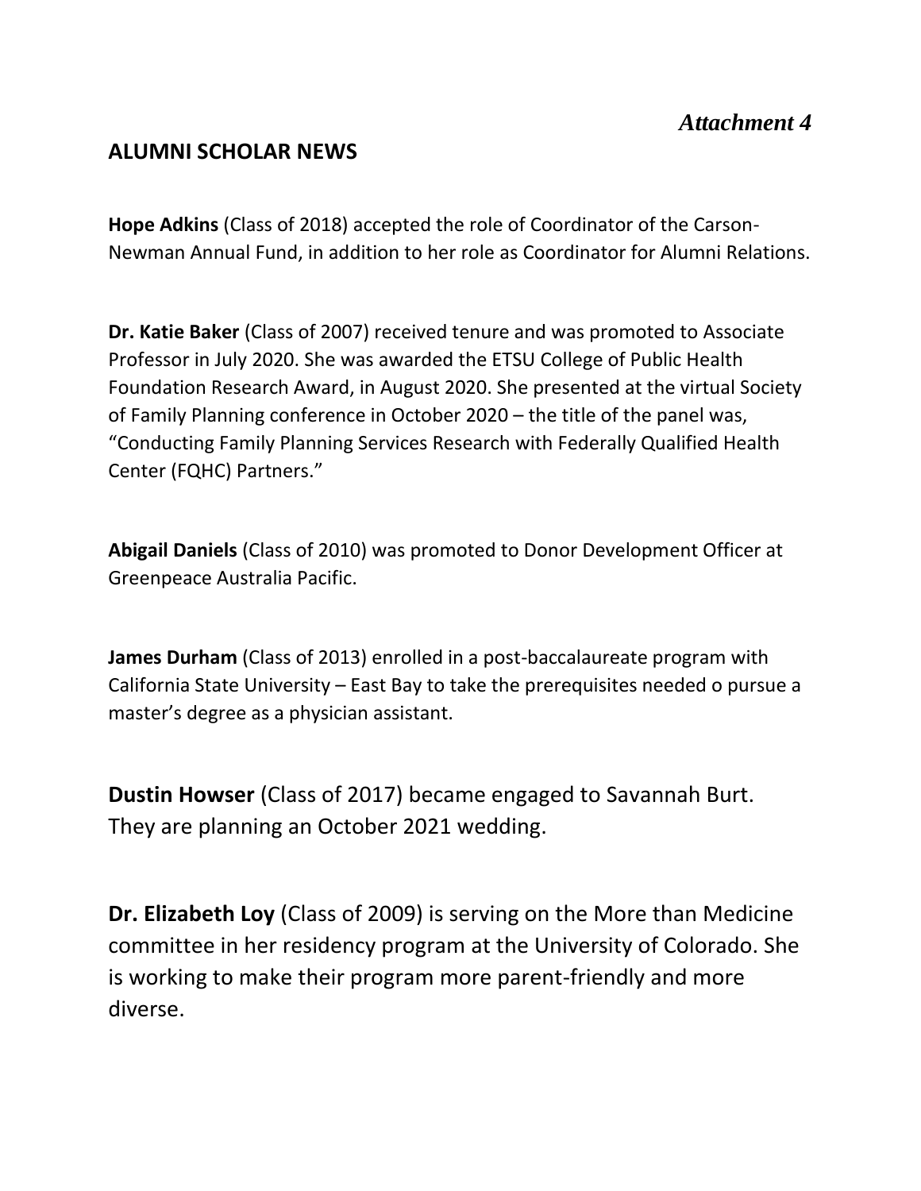*Attachment 4*

## ALUMNI SCHOLAR NEWS

**Hope Adkins** (Class of 2018) accepted the role of Coordinator of the Carson-Newman Annual Fund, in addition to her role as Coordinator for Alumni Relations.

**Dr. Katie Baker** (Class of 2007) received tenure and was promoted to Associate Professor in July 2020. She was awarded the ETSU College of Public Health Foundation Research Award, in August 2020. She presented at the virtual Society of Family Planning conference in October 2020 – the title of the panel was, "Conducting Family Planning Services Research with Federally Qualified Health Center (FQHC) Partners."

**Abigail Daniels** (Class of 2010) was promoted to Donor Development Officer at Greenpeace Australia Pacific.

**James Durham** (Class of 2013) enrolled in a post-baccalaureate program with California State University – East Bay to take the prerequisites needed o pursue a master's degree as a physician assistant.

**Dustin Howser** (Class of 2017) became engaged to Savannah Burt. They are planning an October 2021 wedding.

**Dr. Elizabeth Loy** (Class of 2009) is serving on the More than Medicine committee in her residency program at the University of Colorado. She is working to make their program more parent-friendly and more diverse.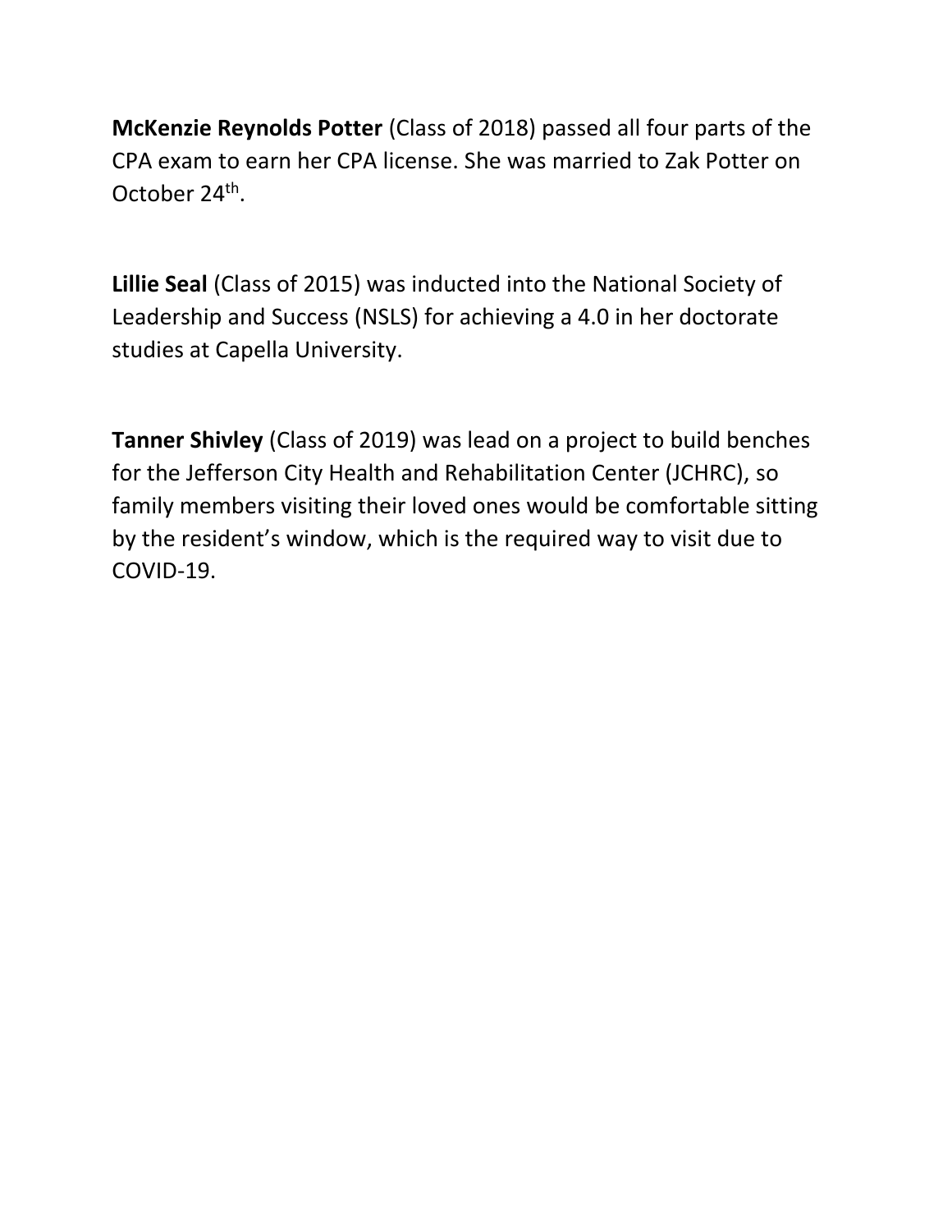**McKenzie Reynolds Potter** (Class of 2018) passed all four parts of the CPA exam to earn her CPA license. She was married to Zak Potter on October 24th.

**Lillie Seal** (Class of 2015) was inducted into the National Society of Leadership and Success (NSLS) for achieving a 4.0 in her doctorate studies at Capella University.

**Tanner Shivley** (Class of 2019) was lead on a project to build benches for the Jefferson City Health and Rehabilitation Center (JCHRC), so family members visiting their loved ones would be comfortable sitting by the resident's window, which is the required way to visit due to COVID-19.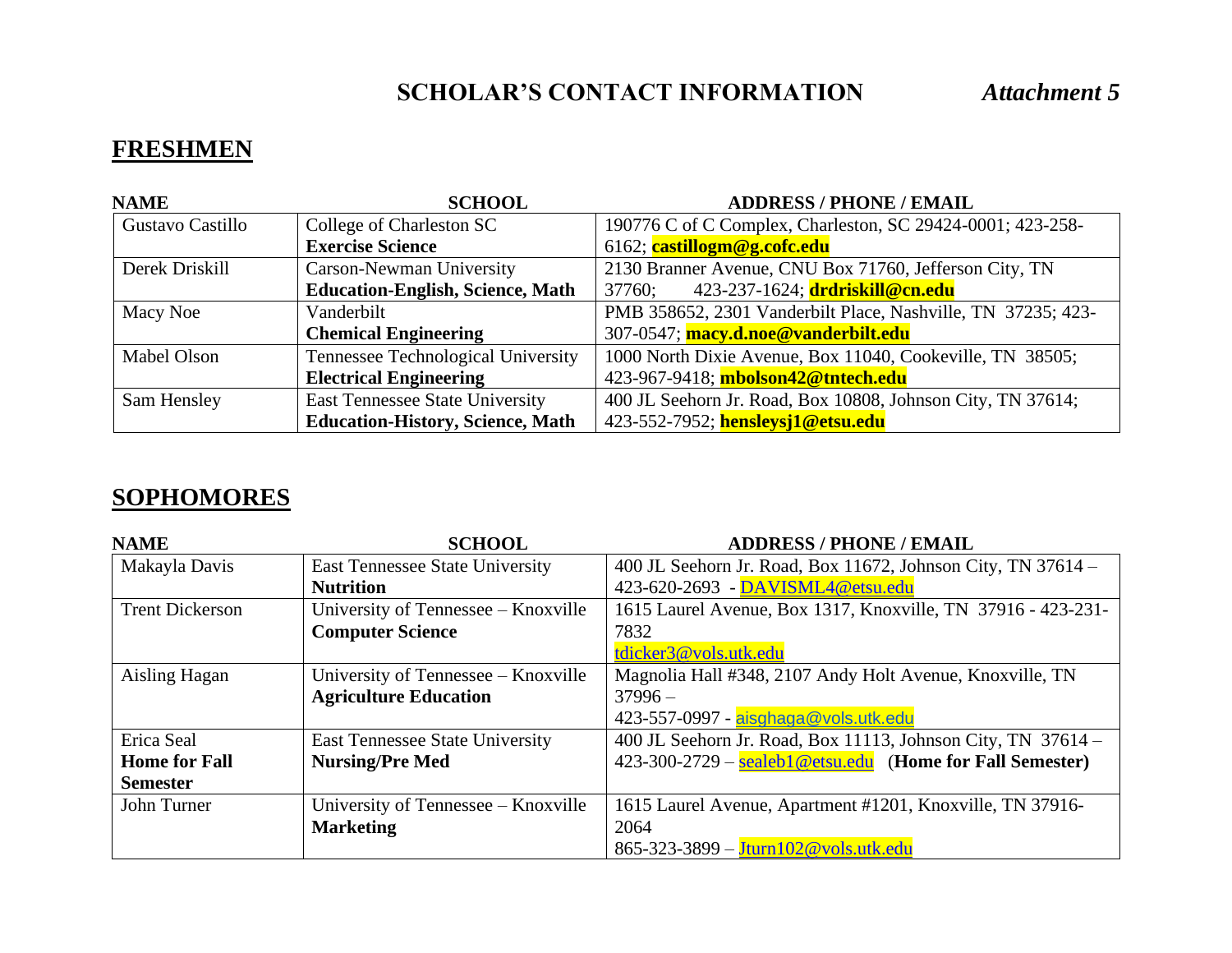# SCHOLAR'S CONTACT INFORMATION *Attachment 5*

## FRESHMEN

| NAME | SCHOOL | ADDRESS / PHONE / EMAIL |
|---|---|---|
| Gustavo Castillo | College of Charleston SC **Exercise Science** | 190776 C of C Complex, Charleston, SC 29424-0001; 423-258-6162; **castillogm@g.cofc.edu** |
| Derek Driskill | Carson-Newman University **Education-English, Science, Math** | 2130 Branner Avenue, CNU Box 71760, Jefferson City, TN 37760; 423-237-1624; **drdriskill@cn.edu** |
| Macy Noe | Vanderbilt **Chemical Engineering** | PMB 358652, 2301 Vanderbilt Place, Nashville, TN 37235; 423-307-0547; **macy.d.noe@vanderbilt.edu** |
| Mabel Olson | Tennessee Technological University **Electrical Engineering** | 1000 North Dixie Avenue, Box 11040, Cookeville, TN 38505; 423-967-9418; **mbolson42@tntech.edu** |
| Sam Hensley | East Tennessee State University **Education-History, Science, Math** | 400 JL Seehorn Jr. Road, Box 10808, Johnson City, TN 37614; 423-552-7952; **hensleysj1@etsu.edu** |

## SOPHOMORES

| NAME | SCHOOL | ADDRESS / PHONE / EMAIL |
|---|---|---|
| Makayla Davis | East Tennessee State University **Nutrition** | 400 JL Seehorn Jr. Road, Box 11672, Johnson City, TN 37614 – 423-620-2693 - DAVISML4@etsu.edu |
| Trent Dickerson | University of Tennessee – Knoxville **Computer Science** | 1615 Laurel Avenue, Box 1317, Knoxville, TN 37916 - 423-231-7832 tdicker3@vols.utk.edu |
| Aisling Hagan | University of Tennessee – Knoxville **Agriculture Education** | Magnolia Hall #348, 2107 Andy Holt Avenue, Knoxville, TN 37996 – 423-557-0997 - aisghaga@vols.utk.edu |
| Erica Seal **Home for Fall Semester** | East Tennessee State University **Nursing/Pre Med** | 400 JL Seehorn Jr. Road, Box 11113, Johnson City, TN 37614 – 423-300-2729 – sealeb1@etsu.edu (**Home for Fall Semester)** |
| John Turner | University of Tennessee – Knoxville **Marketing** | 1615 Laurel Avenue, Apartment #1201, Knoxville, TN 37916-2064 865-323-3899 – Jturn102@vols.utk.edu |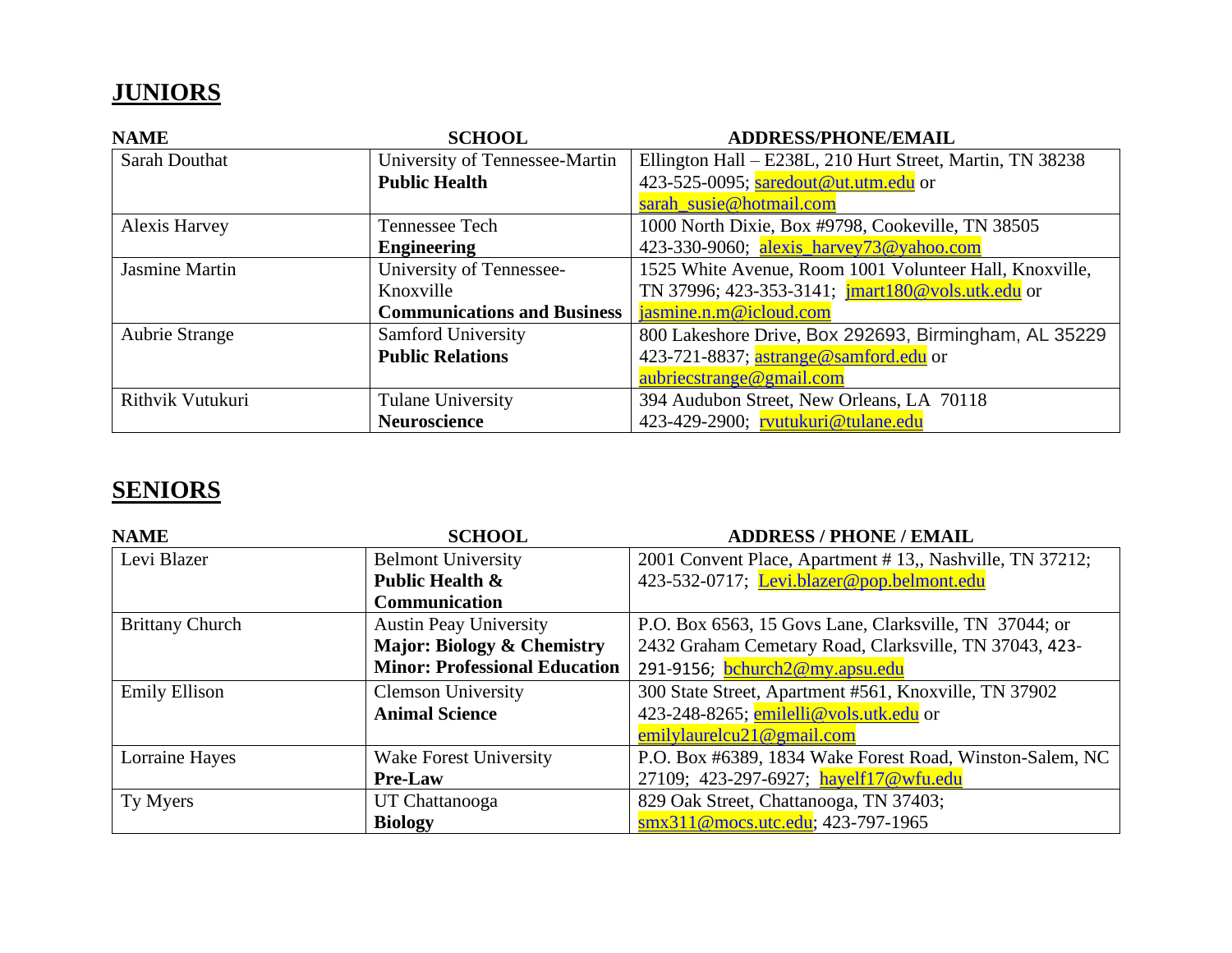## JUNIORS

| NAME | SCHOOL | ADDRESS/PHONE/EMAIL |
|---|---|---|
| Sarah Douthat | University of Tennessee-Martin **Public Health** | Ellington Hall – E238L, 210 Hurt Street, Martin, TN 38238 423-525-0095; saredout@ut.utm.edu or sarah_susie@hotmail.com |
| Alexis Harvey | Tennessee Tech **Engineering** | 1000 North Dixie, Box #9798, Cookeville, TN 38505 423-330-9060; alexis_harvey73@yahoo.com |
| Jasmine Martin | University of Tennessee-Knoxville **Communications and Business** | 1525 White Avenue, Room 1001 Volunteer Hall, Knoxville, TN 37996; 423-353-3141; jmart180@vols.utk.edu or jasmine.n.m@icloud.com |
| Aubrie Strange | Samford University **Public Relations** | 800 Lakeshore Drive, Box 292693, Birmingham, AL 35229 423-721-8837; astrange@samford.edu or aubriecstrange@gmail.com |
| Rithvik Vutukuri | Tulane University **Neuroscience** | 394 Audubon Street, New Orleans, LA 70118 423-429-2900; rvutukuri@tulane.edu |

## SENIORS

| NAME | SCHOOL | ADDRESS / PHONE / EMAIL |
|---|---|---|
| Levi Blazer | Belmont University **Public Health & Communication** | 2001 Convent Place, Apartment # 13,, Nashville, TN 37212; 423-532-0717; Levi.blazer@pop.belmont.edu |
| Brittany Church | Austin Peay University **Major: Biology & Chemistry** **Minor: Professional Education** | P.O. Box 6563, 15 Govs Lane, Clarksville, TN 37044; or 2432 Graham Cemetary Road, Clarksville, TN 37043, 423-291-9156; bchurch2@my.apsu.edu |
| Emily Ellison | Clemson University **Animal Science** | 300 State Street, Apartment #561, Knoxville, TN 37902 423-248-8265; emilelli@vols.utk.edu or emilylaurelcu21@gmail.com |
| Lorraine Hayes | Wake Forest University **Pre-Law** | P.O. Box #6389, 1834 Wake Forest Road, Winston-Salem, NC 27109; 423-297-6927; hayelf17@wfu.edu |
| Ty Myers | UT Chattanooga **Biology** | 829 Oak Street, Chattanooga, TN 37403; smx311@mocs.utc.edu; 423-797-1965 |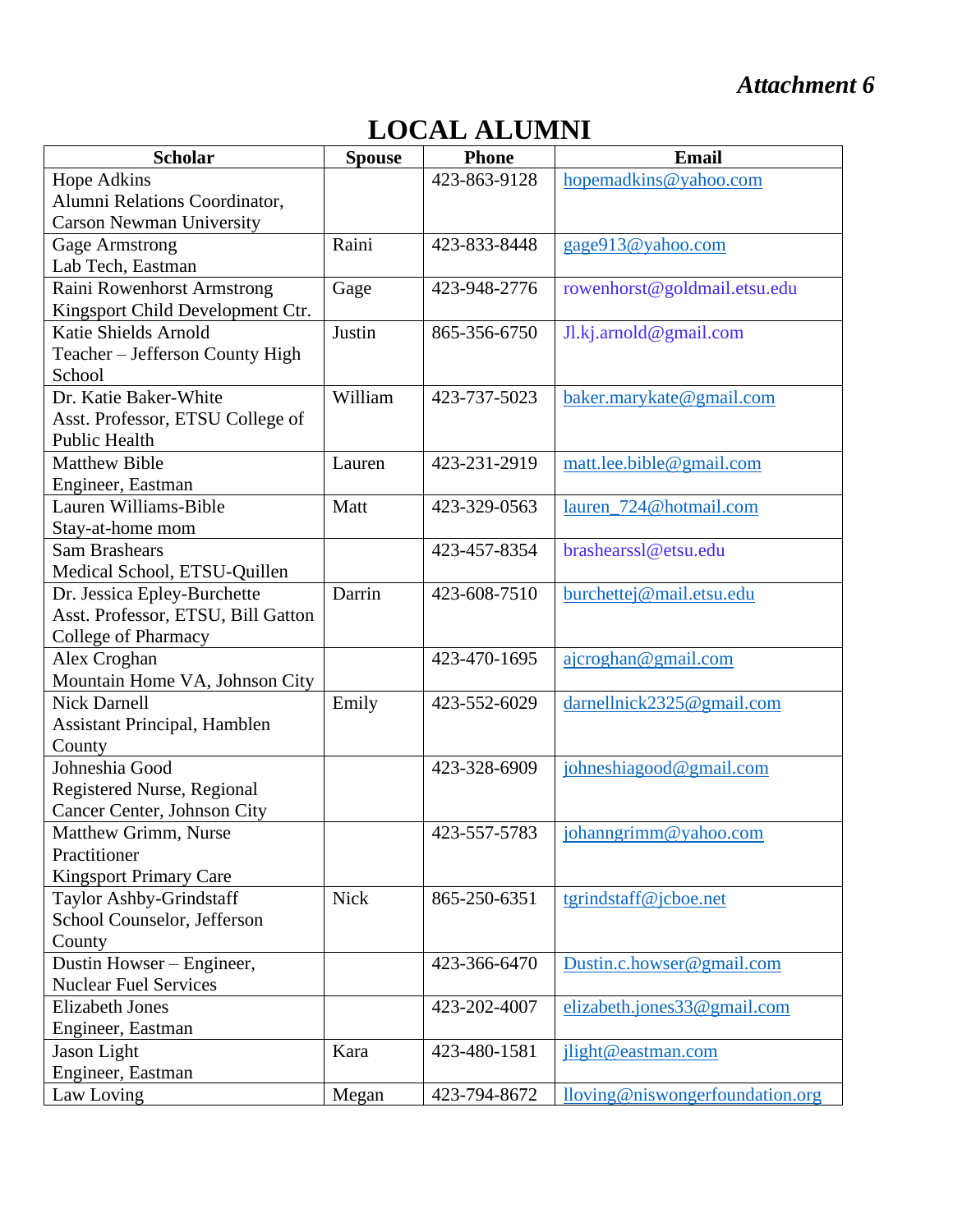*Attachment 6*

# LOCAL ALUMNI

| Scholar | Spouse | Phone | Email |
|---|---|---|---|
| Hope Adkins<br>Alumni Relations Coordinator, Carson Newman University | | 423-863-9128 | hopemadkins@yahoo.com |
| Gage Armstrong<br>Lab Tech, Eastman | Raini | 423-833-8448 | gage913@yahoo.com |
| Raini Rowenhorst Armstrong<br>Kingsport Child Development Ctr. | Gage | 423-948-2776 | rowenhorst@goldmail.etsu.edu |
| Katie Shields Arnold<br>Teacher – Jefferson County High School | Justin | 865-356-6750 | Jl.kj.arnold@gmail.com |
| Dr. Katie Baker-White<br>Asst. Professor, ETSU College of Public Health | William | 423-737-5023 | baker.marykate@gmail.com |
| Matthew Bible<br>Engineer, Eastman | Lauren | 423-231-2919 | matt.lee.bible@gmail.com |
| Lauren Williams-Bible<br>Stay-at-home mom | Matt | 423-329-0563 | lauren_724@hotmail.com |
| Sam Brashears<br>Medical School, ETSU-Quillen | | 423-457-8354 | brashearssl@etsu.edu |
| Dr. Jessica Epley-Burchette<br>Asst. Professor, ETSU, Bill Gatton College of Pharmacy | Darrin | 423-608-7510 | burchettej@mail.etsu.edu |
| Alex Croghan<br>Mountain Home VA, Johnson City | | 423-470-1695 | ajcroghan@gmail.com |
| Nick Darnell<br>Assistant Principal, Hamblen County | Emily | 423-552-6029 | darnellnick2325@gmail.com |
| Johneshia Good<br>Registered Nurse, Regional Cancer Center, Johnson City | | 423-328-6909 | johneshiagood@gmail.com |
| Matthew Grimm, Nurse Practitioner<br>Kingsport Primary Care | | 423-557-5783 | johanngrimm@yahoo.com |
| Taylor Ashby-Grindstaff<br>School Counselor, Jefferson County | Nick | 865-250-6351 | tgrindstaff@jcboe.net |
| Dustin Howser – Engineer, Nuclear Fuel Services | | 423-366-6470 | Dustin.c.howser@gmail.com |
| Elizabeth Jones<br>Engineer, Eastman | | 423-202-4007 | elizabeth.jones33@gmail.com |
| Jason Light<br>Engineer, Eastman | Kara | 423-480-1581 | jlight@eastman.com |
| Law Loving | Megan | 423-794-8672 | lloving@niswongerfoundation.org |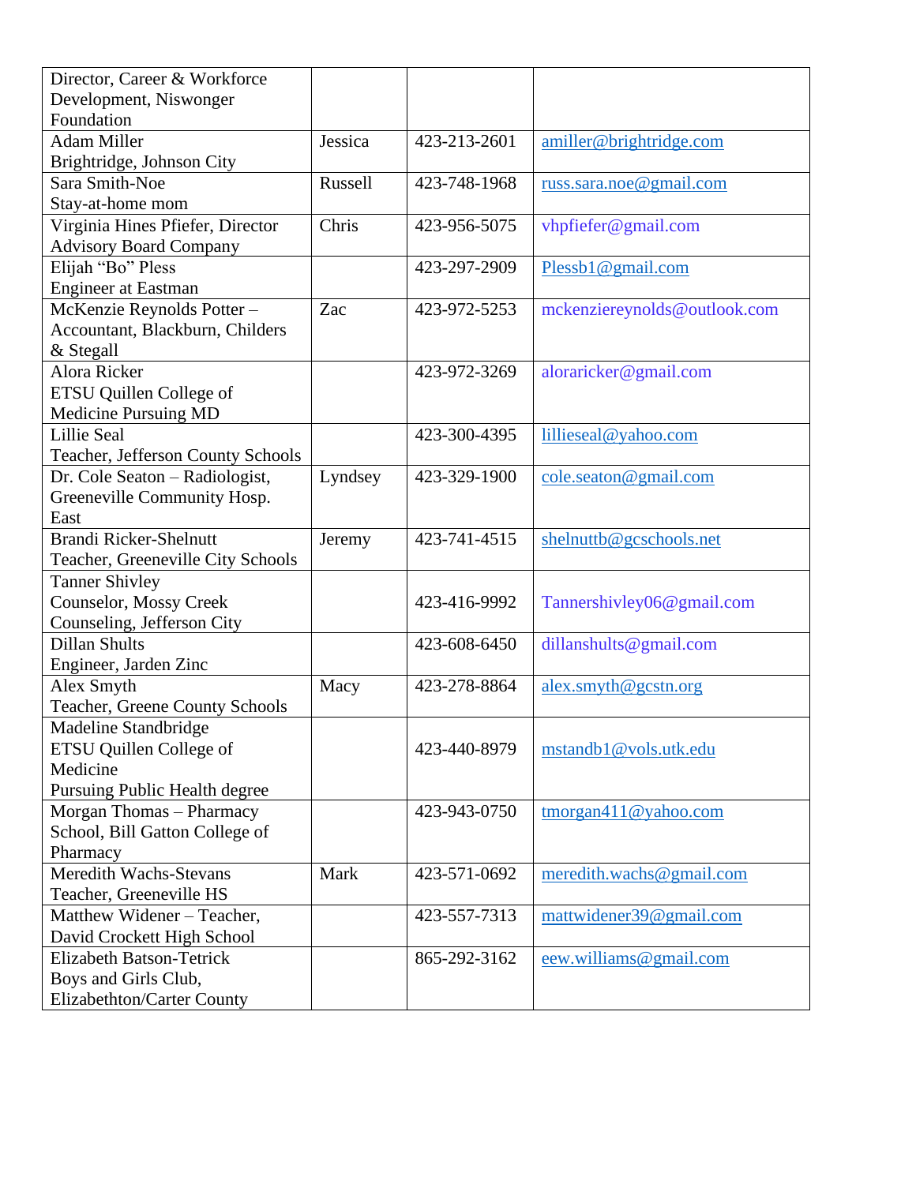| | | | |
|---|---|---|---|
| Director, Career & Workforce Development, Niswonger Foundation | | | |
| Adam Miller<br>Brightridge, Johnson City | Jessica | 423-213-2601 | amiller@brightridge.com |
| Sara Smith-Noe<br>Stay-at-home mom | Russell | 423-748-1968 | russ.sara.noe@gmail.com |
| Virginia Hines Pfiefer, Director<br>Advisory Board Company | Chris | 423-956-5075 | vhpfiefer@gmail.com |
| Elijah "Bo" Pless<br>Engineer at Eastman | | 423-297-2909 | Plessb1@gmail.com |
| McKenzie Reynolds Potter – Accountant, Blackburn, Childers & Stegall | Zac | 423-972-5253 | mckenziereynolds@outlook.com |
| Alora Ricker<br>ETSU Quillen College of Medicine Pursuing MD | | 423-972-3269 | aloraricker@gmail.com |
| Lillie Seal<br>Teacher, Jefferson County Schools | | 423-300-4395 | lillieseal@yahoo.com |
| Dr. Cole Seaton – Radiologist, Greeneville Community Hosp. East | Lyndsey | 423-329-1900 | cole.seaton@gmail.com |
| Brandi Ricker-Shelnutt<br>Teacher, Greeneville City Schools | Jeremy | 423-741-4515 | shelnuttb@gcschools.net |
| Tanner Shivley<br>Counselor, Mossy Creek Counseling, Jefferson City | | 423-416-9992 | Tannershivley06@gmail.com |
| Dillan Shults<br>Engineer, Jarden Zinc | | 423-608-6450 | dillanshults@gmail.com |
| Alex Smyth<br>Teacher, Greene County Schools | Macy | 423-278-8864 | alex.smyth@gcstn.org |
| Madeline Standbridge<br>ETSU Quillen College of Medicine<br>Pursuing Public Health degree | | 423-440-8979 | mstandb1@vols.utk.edu |
| Morgan Thomas – Pharmacy School, Bill Gatton College of Pharmacy | | 423-943-0750 | tmorgan411@yahoo.com |
| Meredith Wachs-Stevans<br>Teacher, Greeneville HS | Mark | 423-571-0692 | meredith.wachs@gmail.com |
| Matthew Widener – Teacher, David Crockett High School | | 423-557-7313 | mattwidener39@gmail.com |
| Elizabeth Batson-Tetrick<br>Boys and Girls Club, Elizabethton/Carter County | | 865-292-3162 | eew.williams@gmail.com |